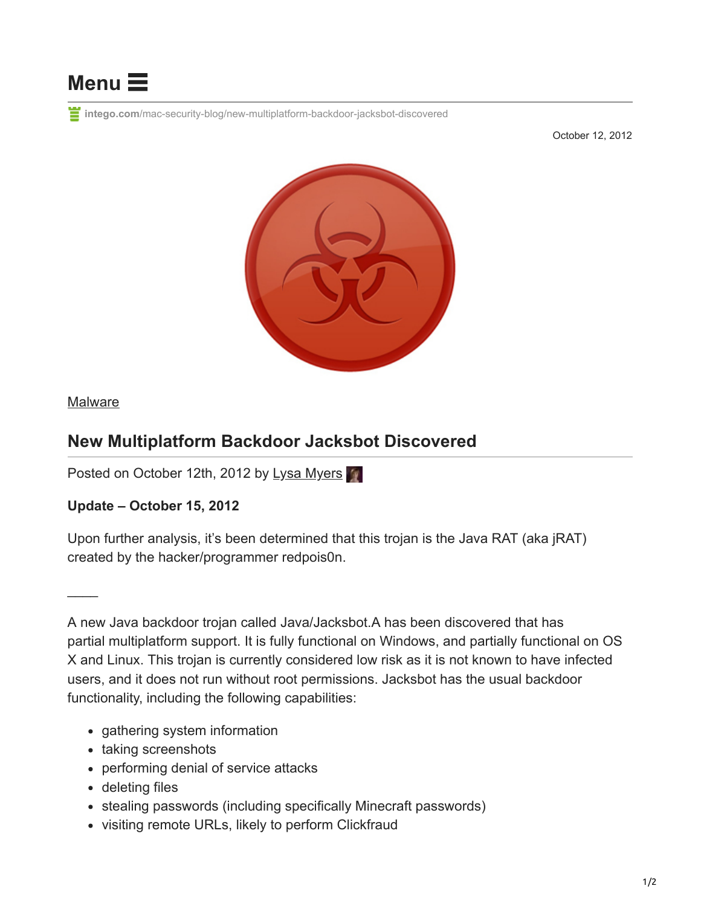Menu

intego.com/mac-security-blog/new-multiplatform-backdoor-jacksbot-discovered

October 12, 2012

Malware

## New Multiplatform Backdoor Jacksbot Discovered

Posted on October 12th, 2012 by Lysa Myers

**Update – October 15, 2012**

Upon further analysis, it's been determined that this trojan is the Java RAT (aka jRAT) created by the hacker/programmer redpois0n.

—–

A new Java backdoor trojan called Java/Jacksbot.A has been discovered that has partial multiplatform support. It is fully functional on Windows, and partially functional on OS X and Linux. This trojan is currently considered low risk as it is not known to have infected users, and it does not run without root permissions. Jacksbot has the usual backdoor functionality, including the following capabilities:

- gathering system information
- taking screenshots
- performing denial of service attacks
- deleting files
- stealing passwords (including specifically Minecraft passwords)
- visiting remote URLs, likely to perform Clickfraud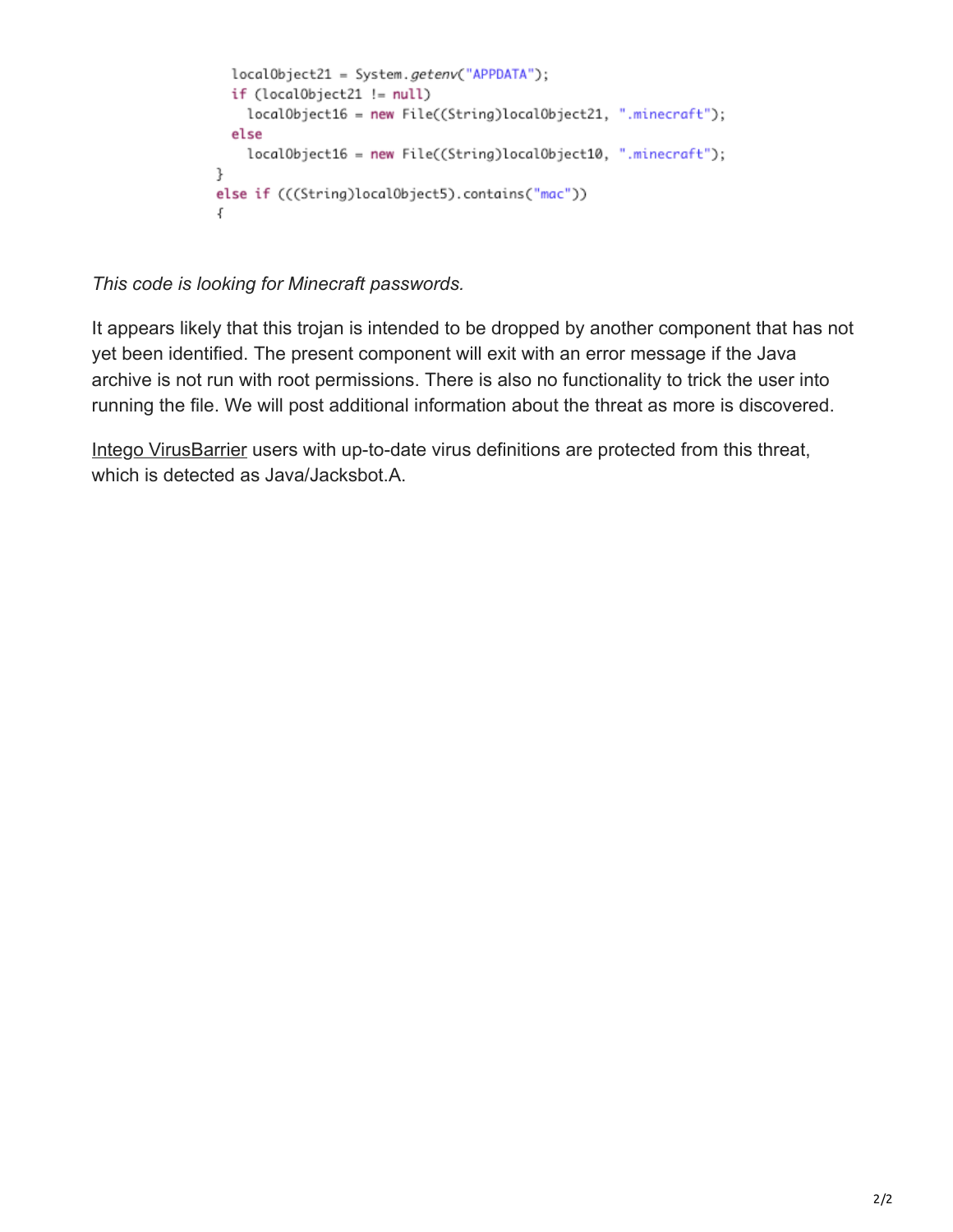```java
  localObject21 = System.getenv("APPDATA");
  if (localObject21 != null)
    localObject16 = new File((String)localObject21, ".minecraft");
  else
    localObject16 = new File((String)localObject10, ".minecraft");
}
else if (((String)localObject5).contains("mac"))
{
```

*This code is looking for Minecraft passwords.*

It appears likely that this trojan is intended to be dropped by another component that has not yet been identified. The present component will exit with an error message if the Java archive is not run with root permissions. There is also no functionality to trick the user into running the file. We will post additional information about the threat as more is discovered.

Intego VirusBarrier users with up-to-date virus definitions are protected from this threat, which is detected as Java/Jacksbot.A.